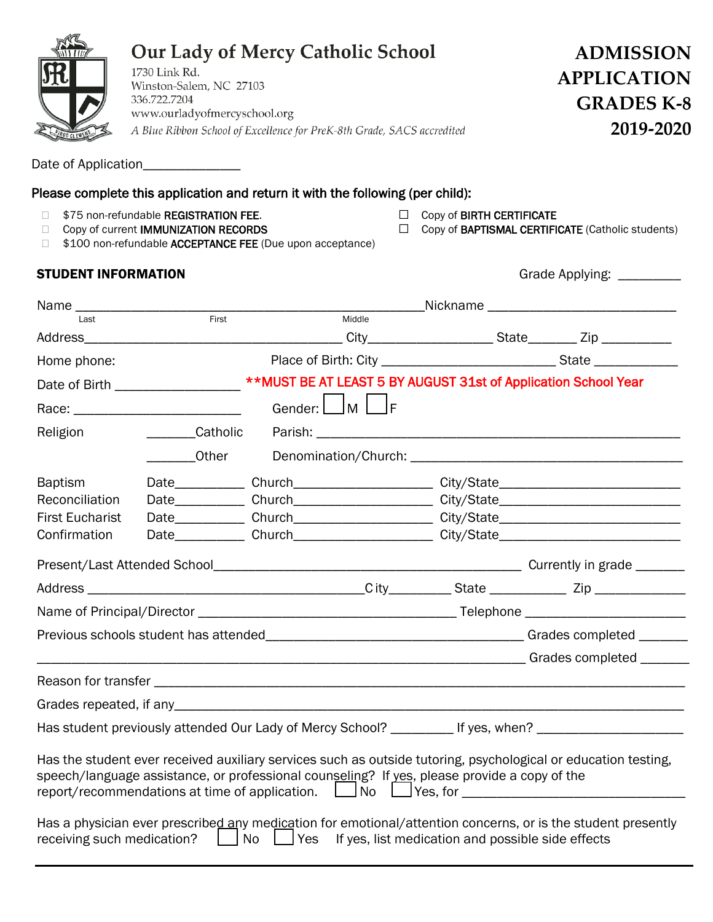# Our Lady of Mercy Catholic School

1730 Link Rd.
Winston-Salem, NC 27103
336.722.7204
www.ourladyofmercyschool.org
*A Blue Ribbon School of Excellence for PreK-8th Grade, SACS accredited*

**ADMISSION APPLICATION GRADES K-8 2019-2020**

Date of Application______________

**Please complete this application and return it with the following (per child):**

- ☐ $75 non-refundable **REGISTRATION FEE.**
- ☐ Copy of current **IMMUNIZATION RECORDS**
- ☐ $100 non-refundable **ACCEPTANCE FEE** (Due upon acceptance)
- ☐ Copy of **BIRTH CERTIFICATE**
- ☐ Copy of **BAPTISMAL CERTIFICATE** (Catholic students)

## STUDENT INFORMATION

Grade Applying: _________

Name ___________________________________________________ Nickname ___________________________
Last First Middle

Address______________________________________ City_________________ State_______ Zip __________

Home phone: Place of Birth: City ________________________ State ____________

Date of Birth _________________ **\*\*MUST BE AT LEAST 5 BY AUGUST 31st of Application School Year**

Race: ________________________ Gender: ☐ M ☐ F

Religion _______Catholic Parish: ____________________________________________________

_______Other Denomination/Church: ________________________________________

Baptism Date__________ Church___________________ City/State________________________

Reconciliation Date__________ Church___________________ City/State________________________

First Eucharist Date__________ Church___________________ City/State________________________

Confirmation Date__________ Church___________________ City/State________________________

Present/Last Attended School__________________________________________ Currently in grade _______

Address _________________________________________ City_________ State ___________ Zip _____________

Name of Principal/Director ______________________________________ Telephone _______________________

Previous schools student has attended_______________________________________ Grades completed _______

________________________________________________________________________ Grades completed _______

Reason for transfer ________________________________________________________________________________

Grades repeated, if any_______________________________________________________________________________

Has student previously attended Our Lady of Mercy School? _________ If yes, when? ____________________

Has the student ever received auxiliary services such as outside tutoring, psychological or education testing, speech/language assistance, or professional counseling? If yes, please provide a copy of the report/recommendations at time of application. ☐ No ☐ Yes, for ________________________________

Has a physician ever prescribed any medication for emotional/attention concerns, or is the student presently receiving such medication? ☐ No ☐ Yes If yes, list medication and possible side effects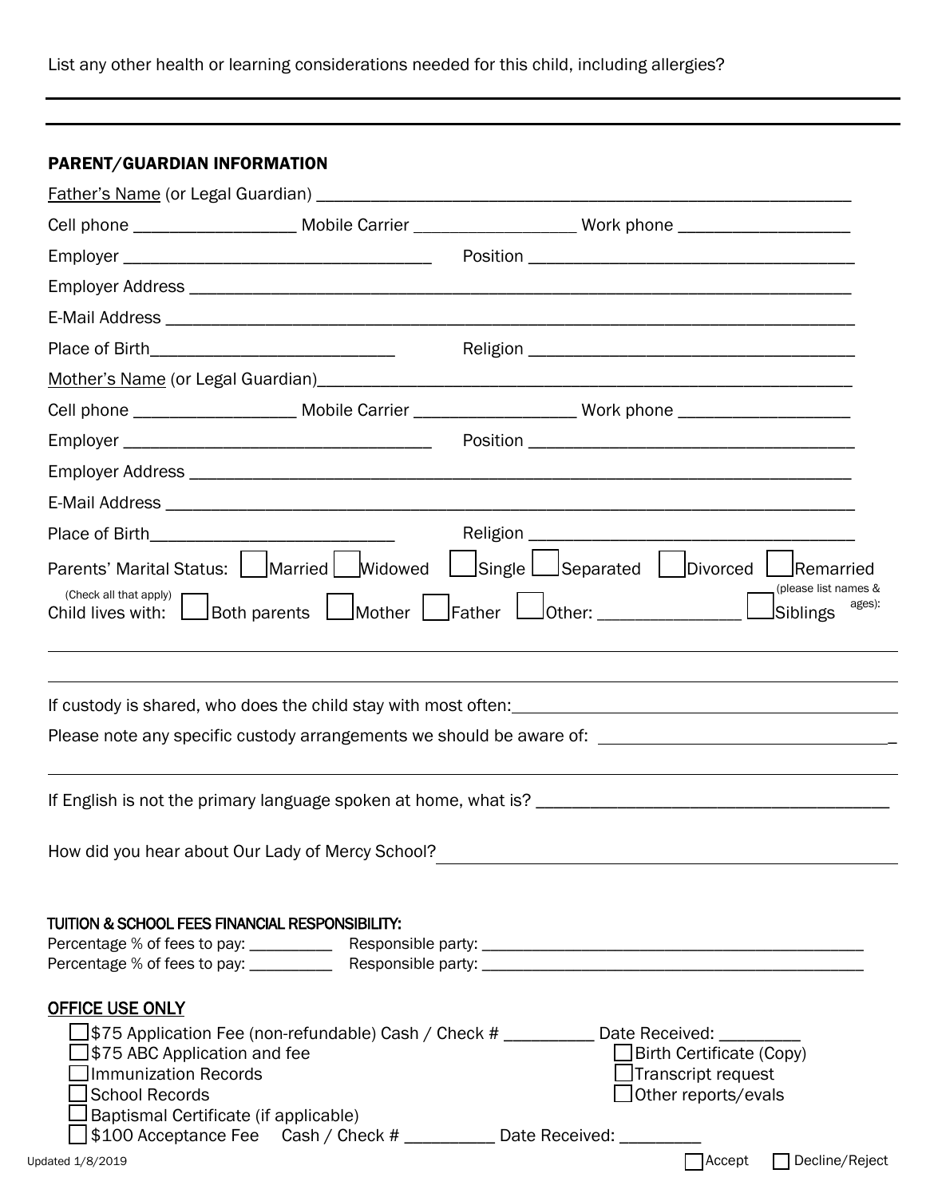List any other health or learning considerations needed for this child, including allergies?

___

___

## PARENT/GUARDIAN INFORMATION

Father's Name (or Legal Guardian) ___

Cell phone ___ Mobile Carrier ___ Work phone ___

Employer ___ Position ___

Employer Address ___

E-Mail Address ___

Place of Birth___ Religion ___

Mother's Name (or Legal Guardian)___

Cell phone ___ Mobile Carrier ___ Work phone ___

Employer ___ Position ___

Employer Address ___

E-Mail Address ___

Place of Birth___ Religion ___

Parents' Marital Status: ☐ Married ☐ Widowed ☐ Single ☐ Separated ☐ Divorced ☐ Remarried

(Check all that apply)
Child lives with: ☐ Both parents ☐ Mother ☐ Father ☐ Other: ___ ☐ Siblings (please list names & ages):

___

___

If custody is shared, who does the child stay with most often: ___

Please note any specific custody arrangements we should be aware of: ___

___

If English is not the primary language spoken at home, what is? ___

How did you hear about Our Lady of Mercy School? ___

### TUITION & SCHOOL FEES FINANCIAL RESPONSIBILITY:

Percentage % of fees to pay: ___ Responsible party: ___
Percentage % of fees to pay: ___ Responsible party: ___

### OFFICE USE ONLY

- ☐ $75 Application Fee (non-refundable) Cash / Check # ___ Date Received: ___
- ☐ $75 ABC Application and fee
- ☐ Immunization Records
- ☐ School Records
- ☐ Baptismal Certificate (if applicable)
- ☐ $100 Acceptance Fee Cash / Check # ___ Date Received: ___
- ☐ Birth Certificate (Copy)
- ☐ Transcript request
- ☐ Other reports/evals

Updated 1/8/2019

☐ Accept ☐ Decline/Reject